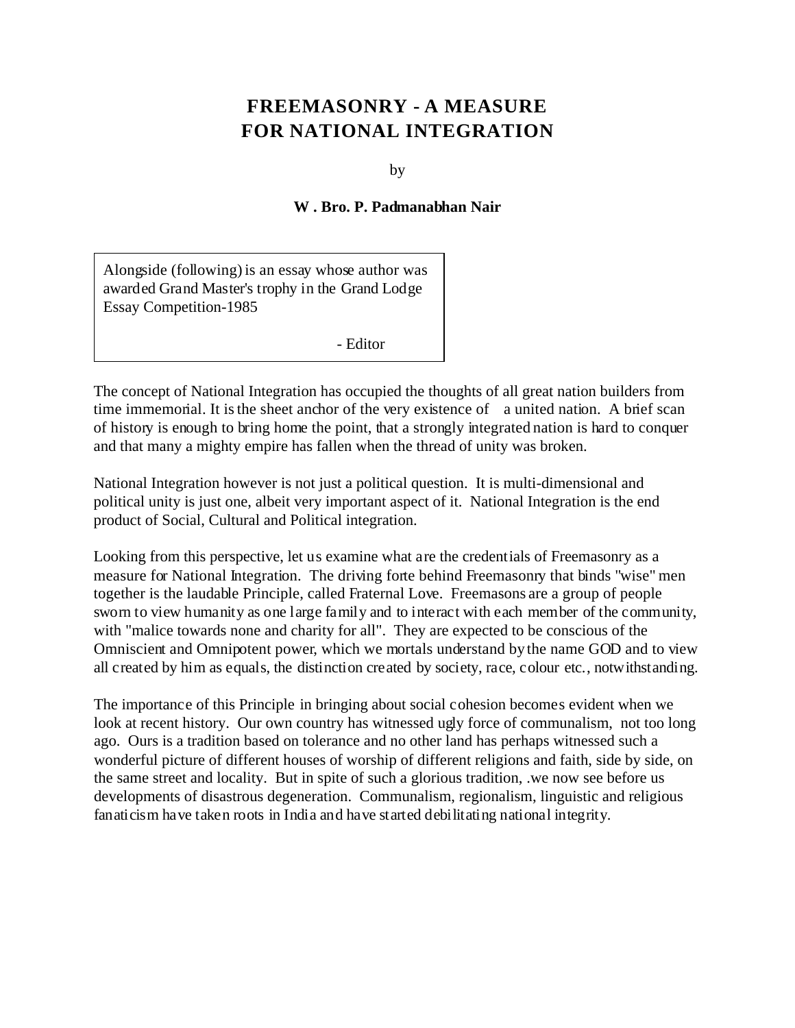# FREEMASONRY - A MEASURE FOR NATIONAL INTEGRATION

by

**W . Bro. P. Padmanabhan Nair**

> Alongside (following) is an essay whose author was awarded Grand Master's trophy in the Grand Lodge Essay Competition-1985
>
> \- Editor

The concept of National Integration has occupied the thoughts of all great nation builders from time immemorial. It is the sheet anchor of the very existence of a united nation. A brief scan of history is enough to bring home the point, that a strongly integrated nation is hard to conquer and that many a mighty empire has fallen when the thread of unity was broken.

National Integration however is not just a political question. It is multi-dimensional and political unity is just one, albeit very important aspect of it. National Integration is the end product of Social, Cultural and Political integration.

Looking from this perspective, let us examine what are the credentials of Freemasonry as a measure for National Integration. The driving forte behind Freemasonry that binds "wise" men together is the laudable Principle, called Fraternal Love. Freemasons are a group of people sworn to view humanity as one large family and to interact with each member of the community, with "malice towards none and charity for all". They are expected to be conscious of the Omniscient and Omnipotent power, which we mortals understand by the name GOD and to view all created by him as equals, the distinction created by society, race, colour etc., notwithstanding.

The importance of this Principle in bringing about social cohesion becomes evident when we look at recent history. Our own country has witnessed ugly force of communalism, not too long ago. Ours is a tradition based on tolerance and no other land has perhaps witnessed such a wonderful picture of different houses of worship of different religions and faith, side by side, on the same street and locality. But in spite of such a glorious tradition, .we now see before us developments of disastrous degeneration. Communalism, regionalism, linguistic and religious fanaticism have taken roots in India and have started debilitating national integrity.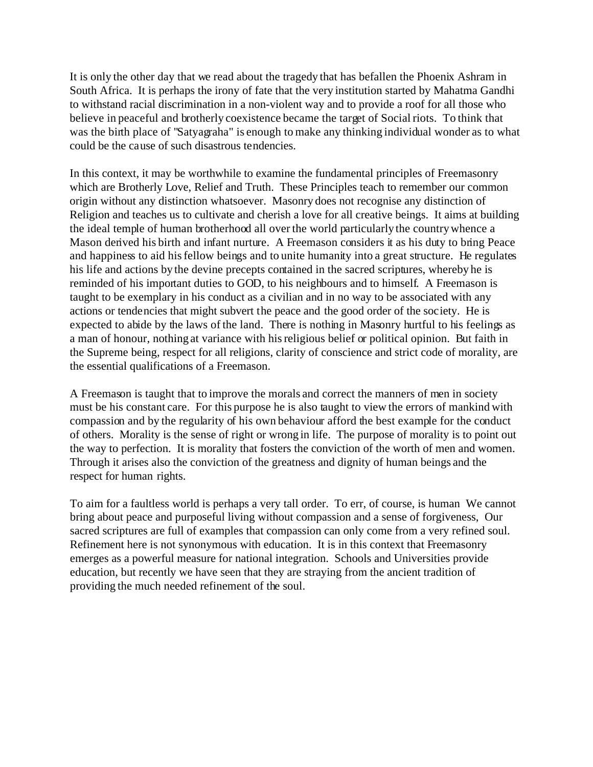It is only the other day that we read about the tragedy that has befallen the Phoenix Ashram in South Africa. It is perhaps the irony of fate that the very institution started by Mahatma Gandhi to withstand racial discrimination in a non-violent way and to provide a roof for all those who believe in peaceful and brotherly coexistence became the target of Social riots. To think that was the birth place of "Satyagraha" is enough to make any thinking individual wonder as to what could be the cause of such disastrous tendencies.

In this context, it may be worthwhile to examine the fundamental principles of Freemasonry which are Brotherly Love, Relief and Truth. These Principles teach to remember our common origin without any distinction whatsoever. Masonry does not recognise any distinction of Religion and teaches us to cultivate and cherish a love for all creative beings. It aims at building the ideal temple of human brotherhood all over the world particularly the country whence a Mason derived his birth and infant nurture. A Freemason considers it as his duty to bring Peace and happiness to aid his fellow beings and to unite humanity into a great structure. He regulates his life and actions by the devine precepts contained in the sacred scriptures, whereby he is reminded of his important duties to GOD, to his neighbours and to himself. A Freemason is taught to be exemplary in his conduct as a civilian and in no way to be associated with any actions or tendencies that might subvert the peace and the good order of the society. He is expected to abide by the laws of the land. There is nothing in Masonry hurtful to his feelings as a man of honour, nothing at variance with his religious belief or political opinion. But faith in the Supreme being, respect for all religions, clarity of conscience and strict code of morality, are the essential qualifications of a Freemason.

A Freemason is taught that to improve the morals and correct the manners of men in society must be his constant care. For this purpose he is also taught to view the errors of mankind with compassion and by the regularity of his own behaviour afford the best example for the conduct of others. Morality is the sense of right or wrong in life. The purpose of morality is to point out the way to perfection. It is morality that fosters the conviction of the worth of men and women. Through it arises also the conviction of the greatness and dignity of human beings and the respect for human rights.

To aim for a faultless world is perhaps a very tall order. To err, of course, is human We cannot bring about peace and purposeful living without compassion and a sense of forgiveness, Our sacred scriptures are full of examples that compassion can only come from a very refined soul. Refinement here is not synonymous with education. It is in this context that Freemasonry emerges as a powerful measure for national integration. Schools and Universities provide education, but recently we have seen that they are straying from the ancient tradition of providing the much needed refinement of the soul.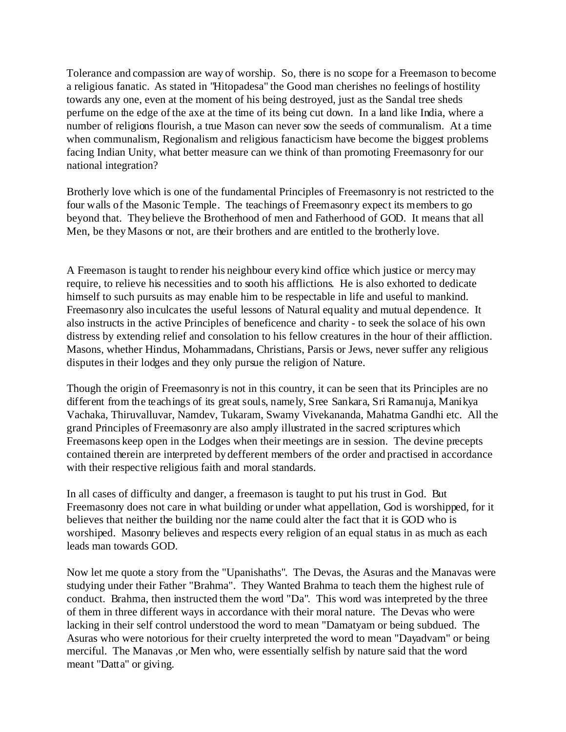Tolerance and compassion are way of worship. So, there is no scope for a Freemason to become a religious fanatic. As stated in "Hitopadesa" the Good man cherishes no feelings of hostility towards any one, even at the moment of his being destroyed, just as the Sandal tree sheds perfume on the edge of the axe at the time of its being cut down. In a land like India, where a number of religions flourish, a true Mason can never sow the seeds of communalism. At a time when communalism, Regionalism and religious fanacticism have become the biggest problems facing Indian Unity, what better measure can we think of than promoting Freemasonry for our national integration?

Brotherly love which is one of the fundamental Principles of Freemasonry is not restricted to the four walls of the Masonic Temple. The teachings of Freemasonry expect its members to go beyond that. They believe the Brotherhood of men and Fatherhood of GOD. It means that all Men, be they Masons or not, are their brothers and are entitled to the brotherly love.

A Freemason is taught to render his neighbour every kind office which justice or mercy may require, to relieve his necessities and to sooth his afflictions. He is also exhorted to dedicate himself to such pursuits as may enable him to be respectable in life and useful to mankind. Freemasonry also inculcates the useful lessons of Natural equality and mutual dependence. It also instructs in the active Principles of beneficence and charity - to seek the solace of his own distress by extending relief and consolation to his fellow creatures in the hour of their affliction. Masons, whether Hindus, Mohammadans, Christians, Parsis or Jews, never suffer any religious disputes in their lodges and they only pursue the religion of Nature.

Though the origin of Freemasonry is not in this country, it can be seen that its Principles are no different from the teachings of its great souls, namely, Sree Sankara, Sri Ramanuja, Manikya Vachaka, Thiruvalluvar, Namdev, Tukaram, Swamy Vivekananda, Mahatma Gandhi etc. All the grand Principles of Freemasonry are also amply illustrated in the sacred scriptures which Freemasons keep open in the Lodges when their meetings are in session. The devine precepts contained therein are interpreted by defferent members of the order and practised in accordance with their respective religious faith and moral standards.

In all cases of difficulty and danger, a freemason is taught to put his trust in God. But Freemasonry does not care in what building or under what appellation, God is worshipped, for it believes that neither the building nor the name could alter the fact that it is GOD who is worshiped. Masonry believes and respects every religion of an equal status in as much as each leads man towards GOD.

Now let me quote a story from the "Upanishaths". The Devas, the Asuras and the Manavas were studying under their Father "Brahma". They Wanted Brahma to teach them the highest rule of conduct. Brahma, then instructed them the word "Da". This word was interpreted by the three of them in three different ways in accordance with their moral nature. The Devas who were lacking in their self control understood the word to mean "Damatyam or being subdued. The Asuras who were notorious for their cruelty interpreted the word to mean "Dayadvam" or being merciful. The Manavas ,or Men who, were essentially selfish by nature said that the word meant "Datta" or giving.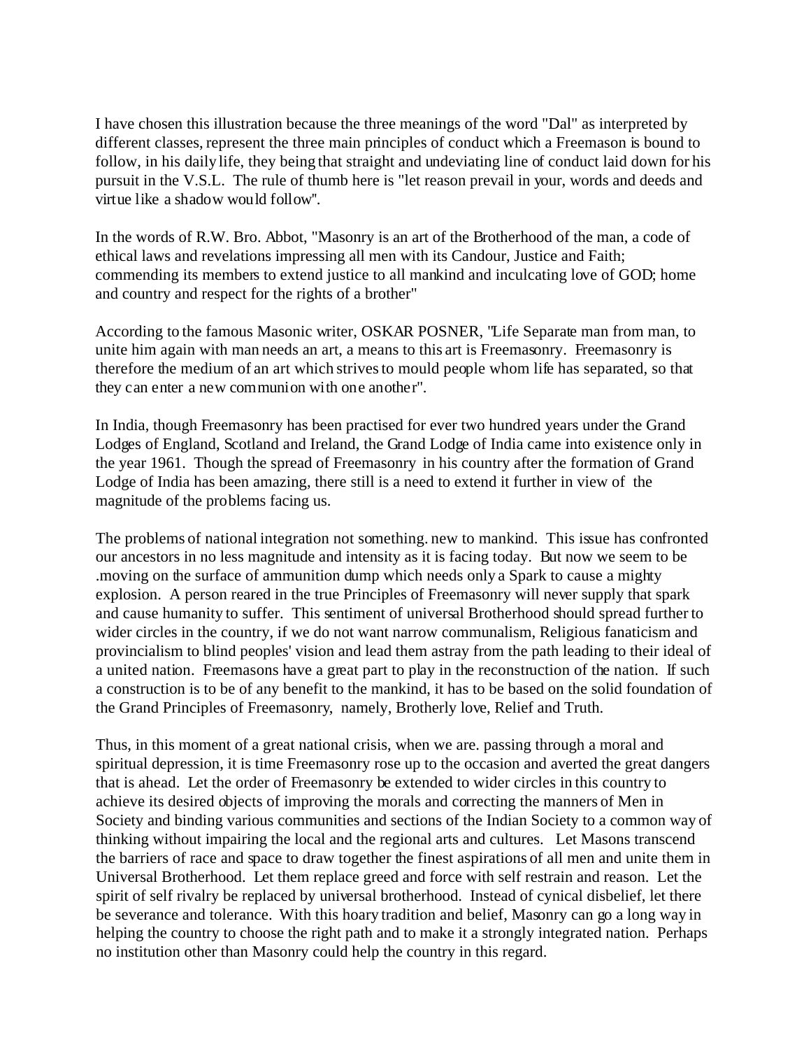I have chosen this illustration because the three meanings of the word "Dal" as interpreted by different classes, represent the three main principles of conduct which a Freemason is bound to follow, in his daily life, they being that straight and undeviating line of conduct laid down for his pursuit in the V.S.L. The rule of thumb here is "let reason prevail in your, words and deeds and virtue like a shadow would follow".

In the words of R.W. Bro. Abbot, "Masonry is an art of the Brotherhood of the man, a code of ethical laws and revelations impressing all men with its Candour, Justice and Faith; commending its members to extend justice to all mankind and inculcating love of GOD; home and country and respect for the rights of a brother"

According to the famous Masonic writer, OSKAR POSNER, "Life Separate man from man, to unite him again with man needs an art, a means to this art is Freemasonry. Freemasonry is therefore the medium of an art which strives to mould people whom life has separated, so that they can enter a new communion with one another".

In India, though Freemasonry has been practised for ever two hundred years under the Grand Lodges of England, Scotland and Ireland, the Grand Lodge of India came into existence only in the year 1961. Though the spread of Freemasonry in his country after the formation of Grand Lodge of India has been amazing, there still is a need to extend it further in view of the magnitude of the problems facing us.

The problems of national integration not something. new to mankind. This issue has confronted our ancestors in no less magnitude and intensity as it is facing today. But now we seem to be .moving on the surface of ammunition dump which needs only a Spark to cause a mighty explosion. A person reared in the true Principles of Freemasonry will never supply that spark and cause humanity to suffer. This sentiment of universal Brotherhood should spread further to wider circles in the country, if we do not want narrow communalism, Religious fanaticism and provincialism to blind peoples' vision and lead them astray from the path leading to their ideal of a united nation. Freemasons have a great part to play in the reconstruction of the nation. If such a construction is to be of any benefit to the mankind, it has to be based on the solid foundation of the Grand Principles of Freemasonry, namely, Brotherly love, Relief and Truth.

Thus, in this moment of a great national crisis, when we are. passing through a moral and spiritual depression, it is time Freemasonry rose up to the occasion and averted the great dangers that is ahead. Let the order of Freemasonry be extended to wider circles in this country to achieve its desired objects of improving the morals and correcting the manners of Men in Society and binding various communities and sections of the Indian Society to a common way of thinking without impairing the local and the regional arts and cultures. Let Masons transcend the barriers of race and space to draw together the finest aspirations of all men and unite them in Universal Brotherhood. Let them replace greed and force with self restrain and reason. Let the spirit of self rivalry be replaced by universal brotherhood. Instead of cynical disbelief, let there be severance and tolerance. With this hoary tradition and belief, Masonry can go a long way in helping the country to choose the right path and to make it a strongly integrated nation. Perhaps no institution other than Masonry could help the country in this regard.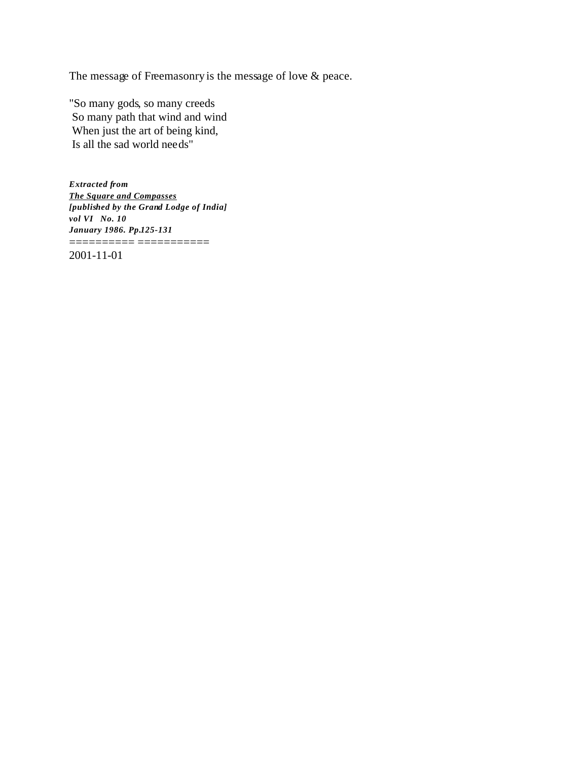The message of Freemasonry is the message of love & peace.

"So many gods, so many creeds  
So many path that wind and wind  
When just the art of being kind,  
Is all the sad world needs"

***Extracted from***  
***The Square and Compasses***  
***[published by the Grand Lodge of India]***  
***vol VI No. 10***  
***January 1986. Pp.125-131***

========= ==========

2001-11-01